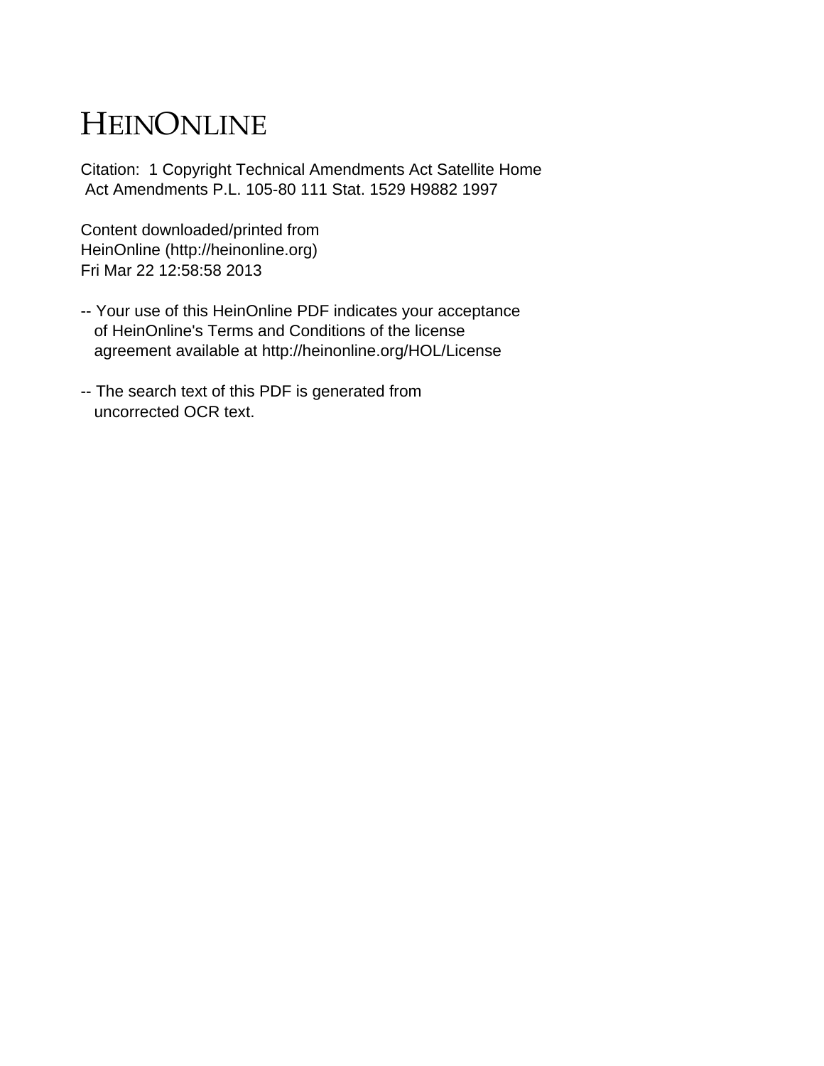# HEINONLINE

Citation: 1 Copyright Technical Amendments Act Satellite Home Act Amendments P.L. 105-80 111 Stat. 1529 H9882 1997

Content downloaded/printed from
HeinOnline (http://heinonline.org)
Fri Mar 22 12:58:58 2013

-- Your use of this HeinOnline PDF indicates your acceptance of HeinOnline's Terms and Conditions of the license agreement available at http://heinonline.org/HOL/License

-- The search text of this PDF is generated from uncorrected OCR text.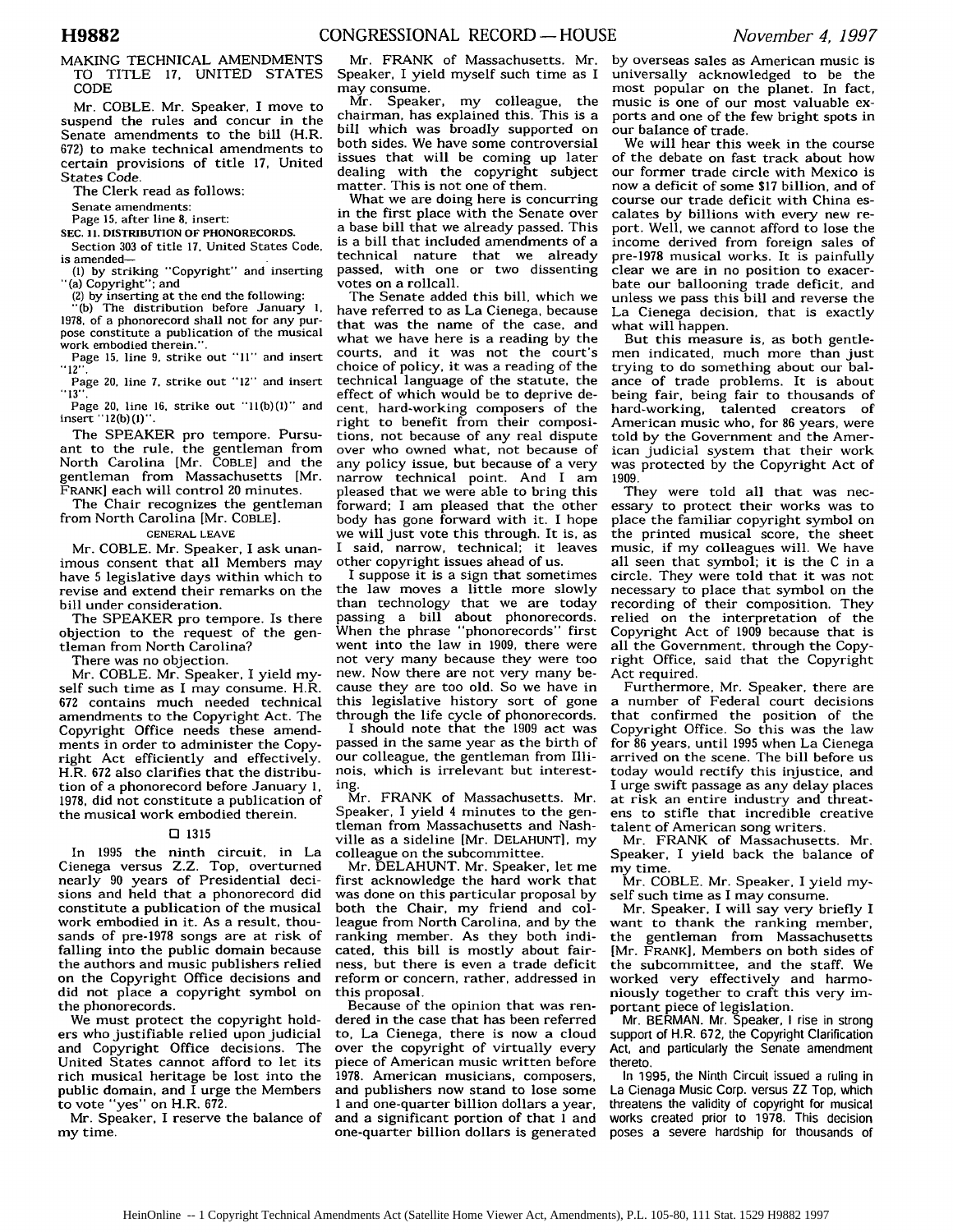## MAKING TECHNICAL AMENDMENTS TO TITLE 17, UNITED STATES CODE

Mr. COBLE. Mr. Speaker, I move to suspend the rules and concur in the Senate amendments to the bill (H.R. 672) to make technical amendments to certain provisions of title 17, United States Code.

The Clerk read as follows:

Senate amendments:

Page 15, after line 8, insert:

SEC. 11. DISTRIBUTION OF PHONORECORDS.

Section 303 of title 17, United States Code, is amended—

(1) by striking "Copyright" and inserting "(a) Copyright"; and

(2) by inserting at the end the following:

"(b) The distribution before January 1, 1978, of a phonorecord shall not for any purpose constitute a publication of the musical work embodied therein.".

Page 15, line 9, strike out "11" and insert "12".

Page 20, line 7, strike out "12" and insert "13".

Page 20, line 16, strike out "11(b)(1)" and insert "12(b)(1)".

The SPEAKER pro tempore. Pursuant to the rule, the gentleman from North Carolina [Mr. COBLE] and the gentleman from Massachusetts [Mr. FRANK] each will control 20 minutes.

The Chair recognizes the gentleman from North Carolina [Mr. COBLE].

### GENERAL LEAVE

Mr. COBLE. Mr. Speaker, I ask unanimous consent that all Members may have 5 legislative days within which to revise and extend their remarks on the bill under consideration.

The SPEAKER pro tempore. Is there objection to the request of the gentleman from North Carolina?

There was no objection.

Mr. COBLE. Mr. Speaker, I yield myself such time as I may consume. H.R. 672 contains much needed technical amendments to the Copyright Act. The Copyright Office needs these amendments in order to administer the Copyright Act efficiently and effectively. H.R. 672 also clarifies that the distribution of a phonorecord before January 1, 1978, did not constitute a publication of the musical work embodied therein.

☐ 1315

In 1995 the ninth circuit, in La Cienega versus Z.Z. Top, overturned nearly 90 years of Presidential decisions and held that a phonorecord did constitute a publication of the musical work embodied in it. As a result, thousands of pre-1978 songs are at risk of falling into the public domain because the authors and music publishers relied on the Copyright Office decisions and did not place a copyright symbol on the phonorecords.

We must protect the copyright holders who justifiable relied upon judicial and Copyright Office decisions. The United States cannot afford to let its rich musical heritage be lost into the public domain, and I urge the Members to vote "yes" on H.R. 672.

Mr. Speaker, I reserve the balance of my time.

Mr. FRANK of Massachusetts. Mr. Speaker, I yield myself such time as I may consume.

Mr. Speaker, my colleague, the chairman, has explained this. This is a bill which was broadly supported on both sides. We have some controversial issues that will be coming up later dealing with the copyright subject matter. This is not one of them.

What we are doing here is concurring in the first place with the Senate over a base bill that we already passed. This is a bill that included amendments of a technical nature that we already passed, with one or two dissenting votes on a rollcall.

The Senate added this bill, which we have referred to as La Cienega, because that was the name of the case, and what we have here is a reading by the courts, and it was not the court's choice of policy, it was a reading of the technical language of the statute, the effect of which would be to deprive decent, hard-working composers of the right to benefit from their compositions, not because of any real dispute over who owned what, not because of any policy issue, but because of a very narrow technical point. And I am pleased that we were able to bring this forward; I am pleased that the other body has gone forward with it. I hope we will just vote this through. It is, as I said, narrow, technical; it leaves other copyright issues ahead of us.

I suppose it is a sign that sometimes the law moves a little more slowly than technology that we are today passing a bill about phonorecords. When the phrase "phonorecords" first went into the law in 1909, there were not very many because they were too new. Now there are not very many because they are too old. So we have in this legislative history sort of gone through the life cycle of phonorecords.

I should note that the 1909 act was passed in the same year as the birth of our colleague, the gentleman from Illinois, which is irrelevant but interesting.

Mr. FRANK of Massachusetts. Mr. Speaker, I yield 4 minutes to the gentleman from Massachusetts and Nashville as a sideline [Mr. DELAHUNT], my colleague on the subcommittee.

Mr. DELAHUNT. Mr. Speaker, let me first acknowledge the hard work that was done on this particular proposal by both the Chair, my friend and colleague from North Carolina, and by the ranking member. As they both indicated, this bill is mostly about fairness, but there is even a trade deficit reform or concern, rather, addressed in this proposal.

Because of the opinion that was rendered in the case that has been referred to, La Cienega, there is now a cloud over the copyright of virtually every piece of American music written before 1978. American musicians, composers, and publishers now stand to lose some 1 and one-quarter billion dollars a year, and a significant portion of that 1 and one-quarter billion dollars is generated by overseas sales as American music is universally acknowledged to be the most popular on the planet. In fact, music is one of our most valuable exports and one of the few bright spots in our balance of trade.

We will hear this week in the course of the debate on fast track about how our former trade circle with Mexico is now a deficit of some $17 billion, and of course our trade deficit with China escalates by billions with every new report. Well, we cannot afford to lose the income derived from foreign sales of pre-1978 musical works. It is painfully clear we are in no position to exacerbate our ballooning trade deficit, and unless we pass this bill and reverse the La Cienega decision, that is exactly what will happen.

But this measure is, as both gentlemen indicated, much more than just trying to do something about our balance of trade problems. It is about being fair, being fair to thousands of hard-working, talented creators of American music who, for 86 years, were told by the Government and the American judicial system that their work was protected by the Copyright Act of 1909.

They were told all that was necessary to protect their works was to place the familiar copyright symbol on the printed musical score, the sheet music, if my colleagues will. We have all seen that symbol; it is the C in a circle. They were told that it was not necessary to place that symbol on the recording of their composition. They relied on the interpretation of the Copyright Act of 1909 because that is all the Government, through the Copyright Office, said that the Copyright Act required.

Furthermore, Mr. Speaker, there are a number of Federal court decisions that confirmed the position of the Copyright Office. So this was the law for 86 years, until 1995 when La Cienega arrived on the scene. The bill before us today would rectify this injustice, and I urge swift passage as any delay places at risk an entire industry and threatens to stifle that incredible creative talent of American song writers.

Mr. FRANK of Massachusetts. Mr. Speaker, I yield back the balance of my time.

Mr. COBLE. Mr. Speaker, I yield myself such time as I may consume.

Mr. Speaker, I will say very briefly I want to thank the ranking member, the gentleman from Massachusetts [Mr. FRANK], Members on both sides of the subcommittee, and the staff. We worked very effectively and harmoniously together to craft this very important piece of legislation.

Mr. BERMAN. Mr. Speaker, I rise in strong support of H.R. 672, the Copyright Clarification Act, and particularly the Senate amendment thereto.

In 1995, the Ninth Circuit issued a ruling in La Cienaga Music Corp. versus ZZ Top, which threatens the validity of copyright for musical works created prior to 1978. This decision poses a severe hardship for thousands of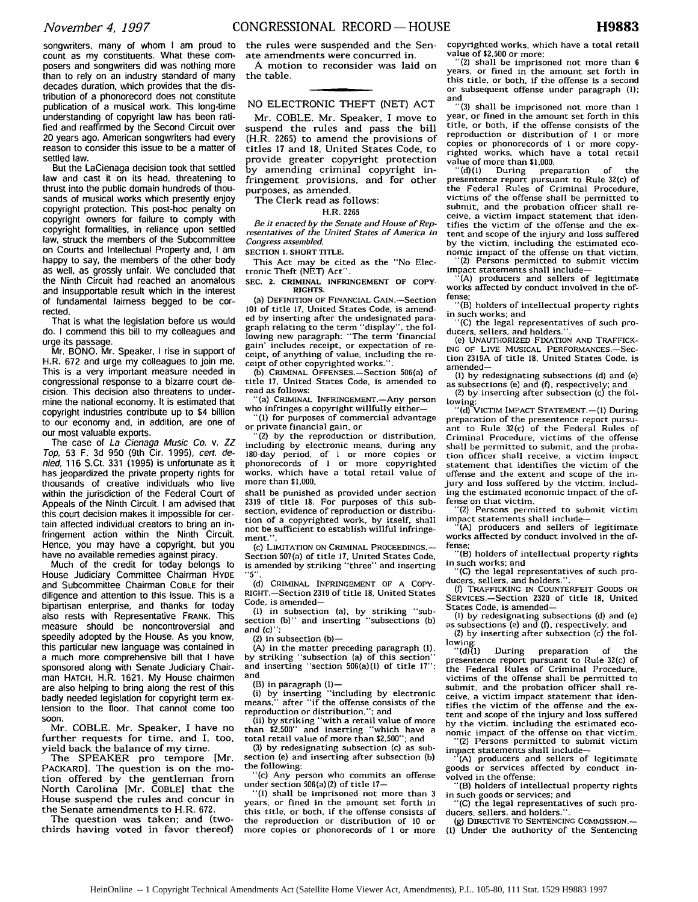songwriters, many of whom I am proud to count as my constituents. What these composers and songwriters did was nothing more than to rely on an industry standard of many decades duration, which provides that the distribution of a phonorecord does not constitute publication of a musical work. This long-time understanding of copyright law has been ratified and reaffirmed by the Second Circuit over 20 years ago. American songwriters had every reason to consider this issue to be a matter of settled law.

But the LaCienaga decision took that settled law and cast it on its head, threatening to thrust into the public domain hundreds of thousands of musical works which presently enjoy copyright protection. This post-hoc penalty on copyright owners for failure to comply with copyright formalities, in reliance upon settled law, struck the members of the Subcommittee on Courts and Intellectual Property and, I am happy to say, the members of the other body as well, as grossly unfair. We concluded that the Ninth Circuit had reached an anomalous and insupportable result which in the interest of fundamental fairness begged to be corrected.

That is what the legislation before us would do. I commend this bill to my colleagues and urge its passage.

Mr. BONO. Mr. Speaker, I rise in support of H.R. 672 and urge my colleagues to join me. This is a very important measure needed in congressional response to a bizarre court decision. This decision also threatens to undermine the national economy. It is estimated that copyright industries contribute up to $4 billion to our economy and, in addition, are one of our most valuable exports.

The case of *La Cienaga Music Co.* v. *ZZ Top*, 53 F. 3d 950 (9th Cir. 1995), *cert. denied*, 116 S.Ct. 331 (1995) is unfortunate as it has jeopardized the private property rights for thousands of creative individuals who live within the jurisdiction of the Federal Court of Appeals of the Ninth Circuit. I am advised that this court decision makes it impossible for certain affected individual creators to bring an infringement action within the Ninth Circuit. Hence, you may have a copyright, but you have no available remedies against piracy.

Much of the credit for today belongs to House Judiciary Committee Chairman HYDE and Subcommittee Chairman COBLE for their diligence and attention to this issue. This is a bipartisan enterprise, and thanks for today also rests with Representative FRANK. This measure should be noncontroversial and speedily adopted by the House. As you know, this particular new language was contained in a much more comprehensive bill that I have sponsored along with Senate Judiciary Chairman HATCH, H.R. 1621. My House chairmen are also helping to bring along the rest of this badly needed legislation for copyright term extension to the floor. That cannot come too soon.

Mr. COBLE. Mr. Speaker, I have no further requests for time, and I, too, yield back the balance of my time.

The SPEAKER pro tempore [Mr. PACKARD]. The question is on the motion offered by the gentleman from North Carolina [Mr. COBLE] that the House suspend the rules and concur in the Senate amendments to H.R. 672.

The question was taken; and (two-thirds having voted in favor thereof) the rules were suspended and the Senate amendments were concurred in.

A motion to reconsider was laid on the table.

## NO ELECTRONIC THEFT (NET) ACT

Mr. COBLE. Mr. Speaker, I move to suspend the rules and pass the bill (H.R. 2265) to amend the provisions of titles 17 and 18, United States Code, to provide greater copyright protection by amending criminal copyright infringement provisions, and for other purposes, as amended.

The Clerk read as follows:

H.R. 2265

*Be it enacted by the Senate and House of Representatives of the United States of America in Congress assembled,*

**SECTION 1. SHORT TITLE.**

This Act may be cited as the "No Electronic Theft (NET) Act".

**SEC. 2. CRIMINAL INFRINGEMENT OF COPYRIGHTS.**

(a) DEFINITION OF FINANCIAL GAIN.—Section 101 of title 17, United States Code, is amended by inserting after the undesignated paragraph relating to the term "display", the following new paragraph: "The term 'financial gain' includes receipt, or expectation of receipt, of anything of value, including the receipt of other copyrighted works.".

(b) CRIMINAL OFFENSES.—Section 506(a) of title 17, United States Code, is amended to read as follows:

"(a) CRIMINAL INFRINGEMENT.—Any person who infringes a copyright willfully either—

"(1) for purposes of commercial advantage or private financial gain, or

"(2) by the reproduction or distribution, including by electronic means, during any 180-day period, of 1 or more copies or phonorecords of 1 or more copyrighted works, which have a total retail value of more than $1,000,

shall be punished as provided under section 2319 of title 18. For purposes of this subsection, evidence of reproduction or distribution of a copyrighted work, by itself, shall not be sufficient to establish willful infringement.".

(c) LIMITATION ON CRIMINAL PROCEEDINGS.—Section 507(a) of title 17, United States Code, is amended by striking "three" and inserting "5".

(d) CRIMINAL INFRINGEMENT OF A COPYRIGHT.—Section 2319 of title 18, United States Code, is amended—

(1) in subsection (a), by striking "subsection (b)" and inserting "subsections (b) and (c)";

(2) in subsection (b)—

(A) in the matter preceding paragraph (1), by striking "subsection (a) of this section" and inserting "section 506(a)(1) of title 17"; and

(B) in paragraph (1)—

(i) by inserting "including by electronic means," after "if the offense consists of the reproduction or distribution,"; and

(ii) by striking "with a retail value of more than $2,500" and inserting "which have a total retail value of more than $2,500"; and

(3) by redesignating subsection (c) as subsection (e) and inserting after subsection (b) the following:

"(c) Any person who commits an offense under section 506(a)(2) of title 17—

"(1) shall be imprisoned not more than 3 years, or fined in the amount set forth in this title, or both, if the offense consists of the reproduction or distribution of 10 or more copies or phonorecords of 1 or more copyrighted works, which have a total retail value of $2,500 or more;

"(2) shall be imprisoned not more than 6 years, or fined in the amount set forth in this title, or both, if the offense is a second or subsequent offense under paragraph (1); and

"(3) shall be imprisoned not more than 1 year, or fined in the amount set forth in this title, or both, if the offense consists of the reproduction or distribution of 1 or more copies or phonorecords of 1 or more copyrighted works, which have a total retail value of more than $1,000.

"(d)(1) During preparation of the presentence report pursuant to Rule 32(c) of the Federal Rules of Criminal Procedure, victims of the offense shall be permitted to submit, and the probation officer shall receive, a victim impact statement that identifies the victim of the offense and the extent and scope of the injury and loss suffered by the victim, including the estimated economic impact of the offense on that victim.

"(2) Persons permitted to submit victim impact statements shall include—

"(A) producers and sellers of legitimate works affected by conduct involved in the offense;

"(B) holders of intellectual property rights in such works; and

"(C) the legal representatives of such producers, sellers, and holders.".

(e) UNAUTHORIZED FIXATION AND TRAFFICKING OF LIVE MUSICAL PERFORMANCES.—Section 2319A of title 18, United States Code, is amended—

(1) by redesignating subsections (d) and (e) as subsections (e) and (f), respectively; and

(2) by inserting after subsection (c) the following:

"(d) VICTIM IMPACT STATEMENT.—(1) During preparation of the presentence report pursuant to Rule 32(c) of the Federal Rules of Criminal Procedure, victims of the offense shall be permitted to submit, and the probation officer shall receive, a victim impact statement that identifies the victim of the offense and the extent and scope of the injury and loss suffered by the victim, including the estimated economic impact of the offense on that victim.

"(2) Persons permitted to submit victim impact statements shall include—

"(A) producers and sellers of legitimate works affected by conduct involved in the offense;

"(B) holders of intellectual property rights in such works; and

"(C) the legal representatives of such producers, sellers, and holders.".

(f) TRAFFICKING IN COUNTERFEIT GOODS OR SERVICES.—Section 2320 of title 18, United States Code, is amended—

(1) by redesignating subsections (d) and (e) as subsections (e) and (f), respectively; and

(2) by inserting after subsection (c) the following:

"(d)(1) During preparation of the presentence report pursuant to Rule 32(c) of the Federal Rules of Criminal Procedure, victims of the offense shall be permitted to submit, and the probation officer shall receive, a victim impact statement that identifies the victim of the offense and the extent and scope of the injury and loss suffered by the victim, including the estimated economic impact of the offense on that victim.

"(2) Persons permitted to submit victim impact statements shall include—

"(A) producers and sellers of legitimate goods or services affected by conduct involved in the offense;

"(B) holders of intellectual property rights in such goods or services; and

"(C) the legal representatives of such producers, sellers, and holders.".

(g) DIRECTIVE TO SENTENCING COMMISSION.—(1) Under the authority of the Sentencing